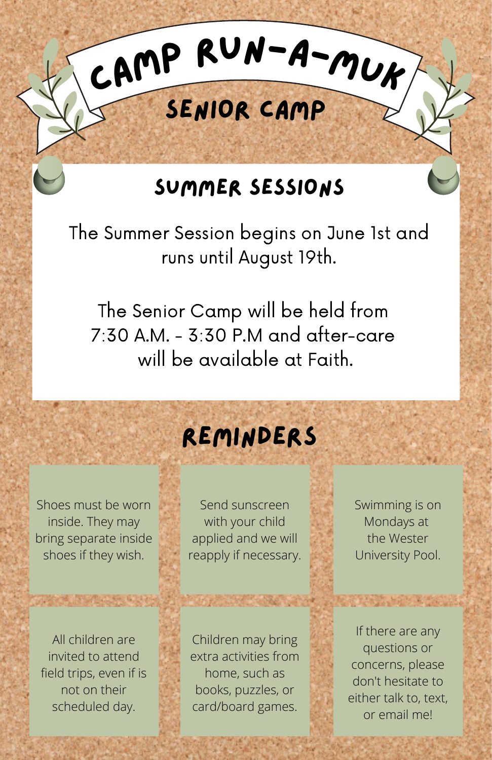# CAMP RUN-A-MUK

## SENIOR CAMP

### SUMMER SESSIONS

The Summer Session begins on June 1st and runs until August 19th.

The Senior Camp will be held from 7:30 A.M. - 3:30 P.M and after-care will be available at Faith.

### REMINDERS

- Shoes must be worn inside. They may bring separate inside shoes if they wish.
- Send sunscreen with your child applied and we will reapply if necessary.
- Swimming is on Mondays at the Wester University Pool.
- All children are invited to attend field trips, even if is not on their scheduled day.
- Children may bring extra activities from home, such as books, puzzles, or card/board games.
- If there are any questions or concerns, please don't hesitate to either talk to, text, or email me!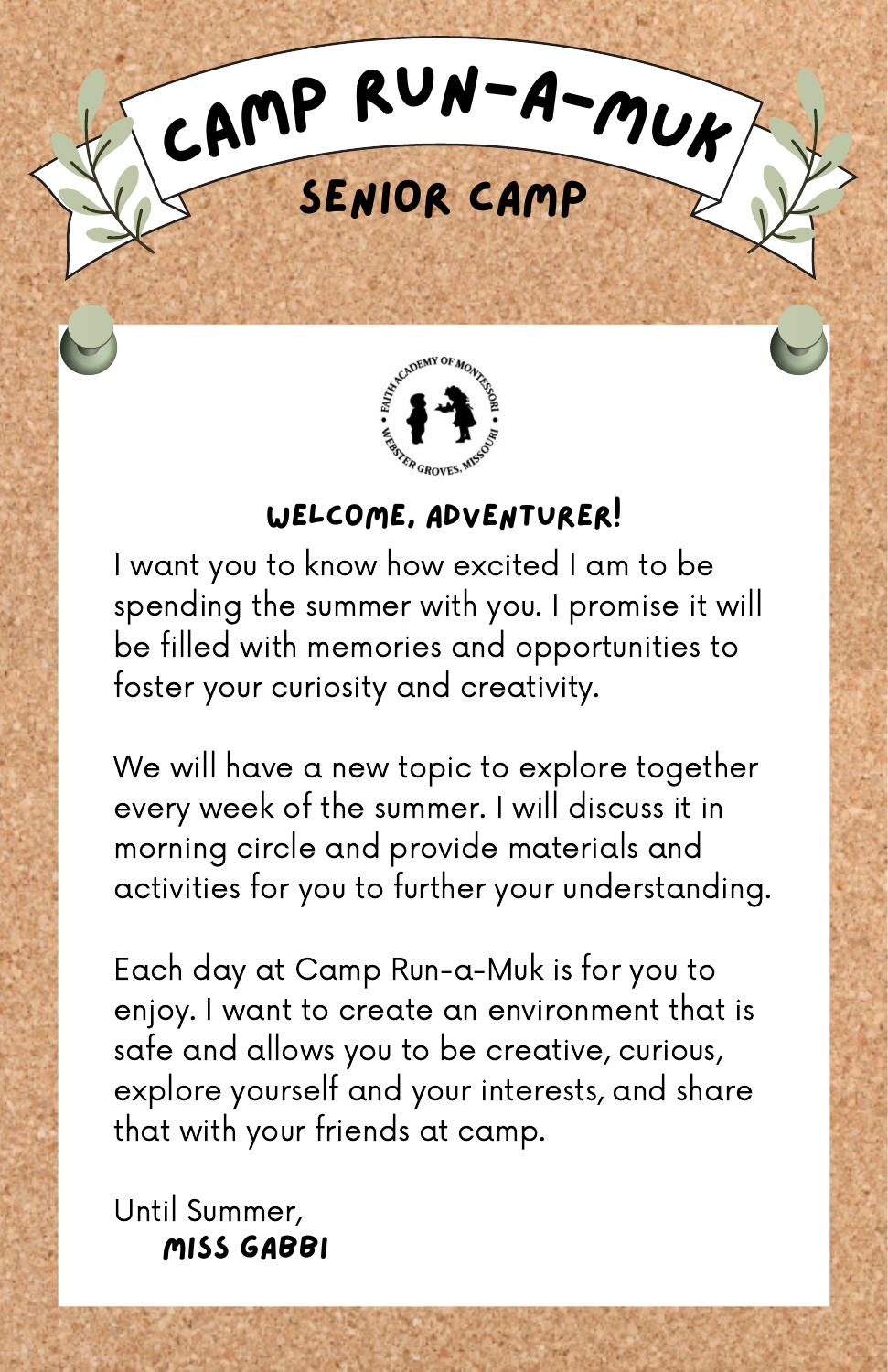# Camp Run-A-Muk

## Senior Camp

### Welcome, Adventurer!

I want you to know how excited I am to be spending the summer with you. I promise it will be filled with memories and opportunities to foster your curiosity and creativity.

We will have a new topic to explore together every week of the summer. I will discuss it in morning circle and provide materials and activities for you to further your understanding.

Each day at Camp Run-a-Muk is for you to enjoy. I want to create an environment that is safe and allows you to be creative, curious, explore yourself and your interests, and share that with your friends at camp.

Until Summer,

**Miss Gabbi**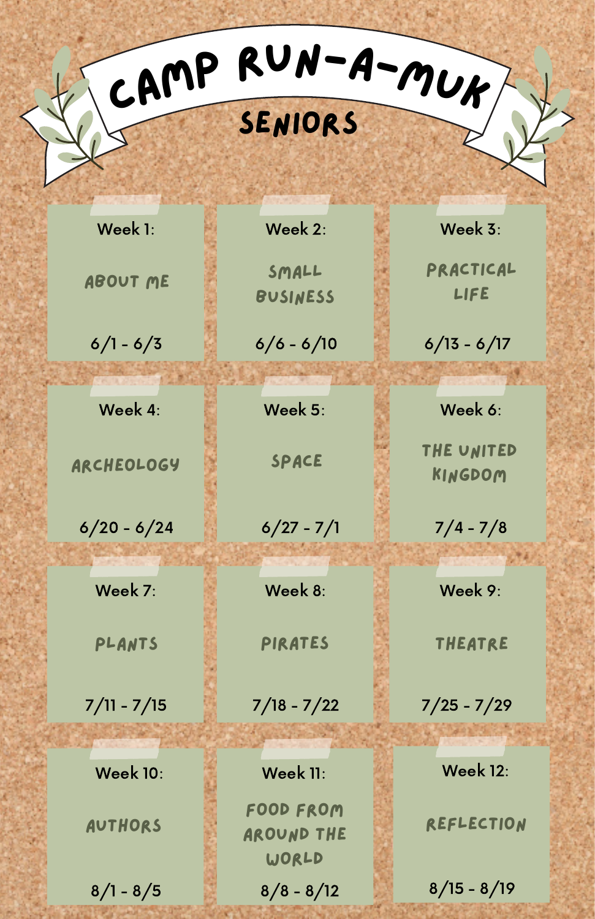# CAMP RUN-A-MUK

## SENIORS

Week 1:
ABOUT ME
6/1 - 6/3

Week 2:
SMALL BUSINESS
6/6 - 6/10

Week 3:
PRACTICAL LIFE
6/13 - 6/17

Week 4:
ARCHEOLOGY
6/20 - 6/24

Week 5:
SPACE
6/27 - 7/1

Week 6:
THE UNITED KINGDOM
7/4 - 7/8

Week 7:
PLANTS
7/11 - 7/15

Week 8:
PIRATES
7/18 - 7/22

Week 9:
THEATRE
7/25 - 7/29

Week 10:
AUTHORS
8/1 - 8/5

Week 11:
FOOD FROM AROUND THE WORLD
8/8 - 8/12

Week 12:
REFLECTION
8/15 - 8/19